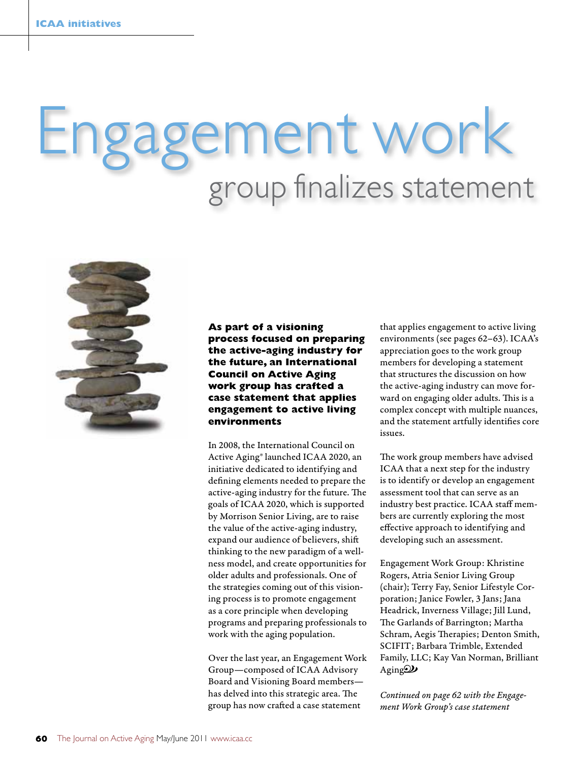# Engagement work group finalizes statement

**As part of a visioning process focused on preparing the active-aging industry for the future, an International Council on Active Aging work group has crafted a case statement that applies engagement to active living environments**

In 2008, the International Council on Active Aging® launched ICAA 2020, an initiative dedicated to identifying and defining elements needed to prepare the active-aging industry for the future. The goals of ICAA 2020, which is supported by Morrison Senior Living, are to raise the value of the active-aging industry, expand our audience of believers, shift thinking to the new paradigm of a wellness model, and create opportunities for older adults and professionals. One of the strategies coming out of this visioning process is to promote engagement as a core principle when developing programs and preparing professionals to work with the aging population.

Over the last year, an Engagement Work Group—composed of ICAA Advisory Board and Visioning Board members—has delved into this strategic area. The group has now crafted a case statement that applies engagement to active living environments (see pages 62–63). ICAA's appreciation goes to the work group members for developing a statement that structures the discussion on how the active-aging industry can move forward on engaging older adults. This is a complex concept with multiple nuances, and the statement artfully identifies core issues.

The work group members have advised ICAA that a next step for the industry is to identify or develop an engagement assessment tool that can serve as an industry best practice. ICAA staff members are currently exploring the most effective approach to identifying and developing such an assessment.

Engagement Work Group: Khristine Rogers, Atria Senior Living Group (chair); Terry Fay, Senior Lifestyle Corporation; Janice Fowler, 3 Jans; Jana Headrick, Inverness Village; Jill Lund, The Garlands of Barrington; Martha Schram, Aegis Therapies; Denton Smith, SCIFIT; Barbara Trimble, Extended Family, LLC; Kay Van Norman, Brilliant Aging

*Continued on page 62 with the Engagement Work Group's case statement*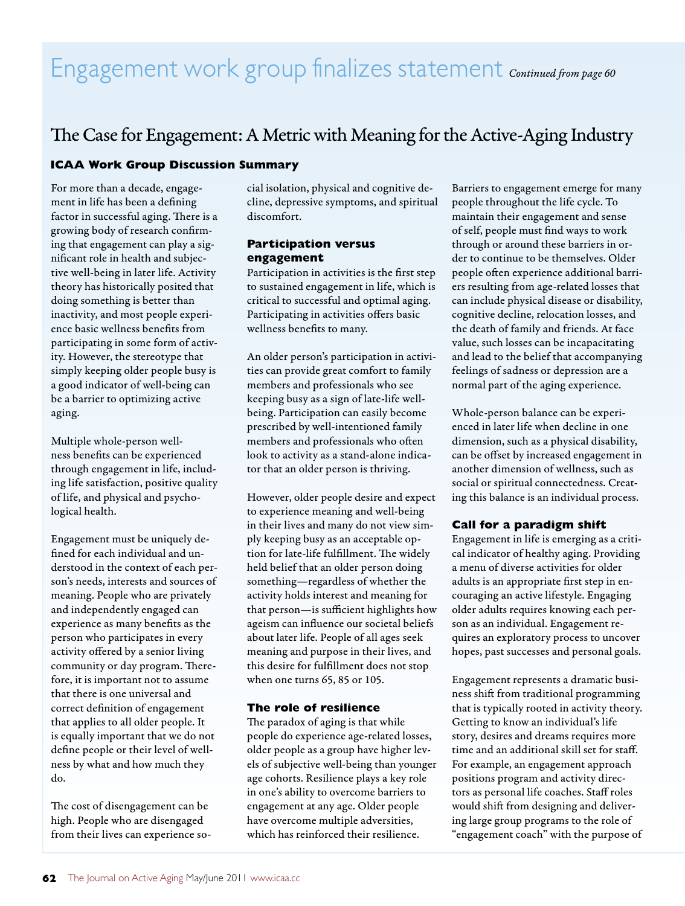# Engagement work group finalizes statement *Continued from page 60*

## The Case for Engagement: A Metric with Meaning for the Active-Aging Industry

**ICAA Work Group Discussion Summary**

For more than a decade, engagement in life has been a defining factor in successful aging. There is a growing body of research confirming that engagement can play a significant role in health and subjective well-being in later life. Activity theory has historically posited that doing something is better than inactivity, and most people experience basic wellness benefits from participating in some form of activity. However, the stereotype that simply keeping older people busy is a good indicator of well-being can be a barrier to optimizing active aging.

Multiple whole-person wellness benefits can be experienced through engagement in life, including life satisfaction, positive quality of life, and physical and psychological health.

Engagement must be uniquely defined for each individual and understood in the context of each person's needs, interests and sources of meaning. People who are privately and independently engaged can experience as many benefits as the person who participates in every activity offered by a senior living community or day program. Therefore, it is important not to assume that there is one universal and correct definition of engagement that applies to all older people. It is equally important that we do not define people or their level of wellness by what and how much they do.

The cost of disengagement can be high. People who are disengaged from their lives can experience social isolation, physical and cognitive decline, depressive symptoms, and spiritual discomfort.

### Participation versus engagement

Participation in activities is the first step to sustained engagement in life, which is critical to successful and optimal aging. Participating in activities offers basic wellness benefits to many.

An older person's participation in activities can provide great comfort to family members and professionals who see keeping busy as a sign of late-life well-being. Participation can easily become prescribed by well-intentioned family members and professionals who often look to activity as a stand-alone indicator that an older person is thriving.

However, older people desire and expect to experience meaning and well-being in their lives and many do not view simply keeping busy as an acceptable option for late-life fulfillment. The widely held belief that an older person doing something—regardless of whether the activity holds interest and meaning for that person—is sufficient highlights how ageism can influence our societal beliefs about later life. People of all ages seek meaning and purpose in their lives, and this desire for fulfillment does not stop when one turns 65, 85 or 105.

### The role of resilience

The paradox of aging is that while people do experience age-related losses, older people as a group have higher levels of subjective well-being than younger age cohorts. Resilience plays a key role in one's ability to overcome barriers to engagement at any age. Older people have overcome multiple adversities, which has reinforced their resilience. Barriers to engagement emerge for many people throughout the life cycle. To maintain their engagement and sense of self, people must find ways to work through or around these barriers in order to continue to be themselves. Older people often experience additional barriers resulting from age-related losses that can include physical disease or disability, cognitive decline, relocation losses, and the death of family and friends. At face value, such losses can be incapacitating and lead to the belief that accompanying feelings of sadness or depression are a normal part of the aging experience.

Whole-person balance can be experienced in later life when decline in one dimension, such as a physical disability, can be offset by increased engagement in another dimension of wellness, such as social or spiritual connectedness. Creating this balance is an individual process.

### Call for a paradigm shift

Engagement in life is emerging as a critical indicator of healthy aging. Providing a menu of diverse activities for older adults is an appropriate first step in encouraging an active lifestyle. Engaging older adults requires knowing each person as an individual. Engagement requires an exploratory process to uncover hopes, past successes and personal goals.

Engagement represents a dramatic business shift from traditional programming that is typically rooted in activity theory. Getting to know an individual's life story, desires and dreams requires more time and an additional skill set for staff. For example, an engagement approach positions program and activity directors as personal life coaches. Staff roles would shift from designing and delivering large group programs to the role of "engagement coach" with the purpose of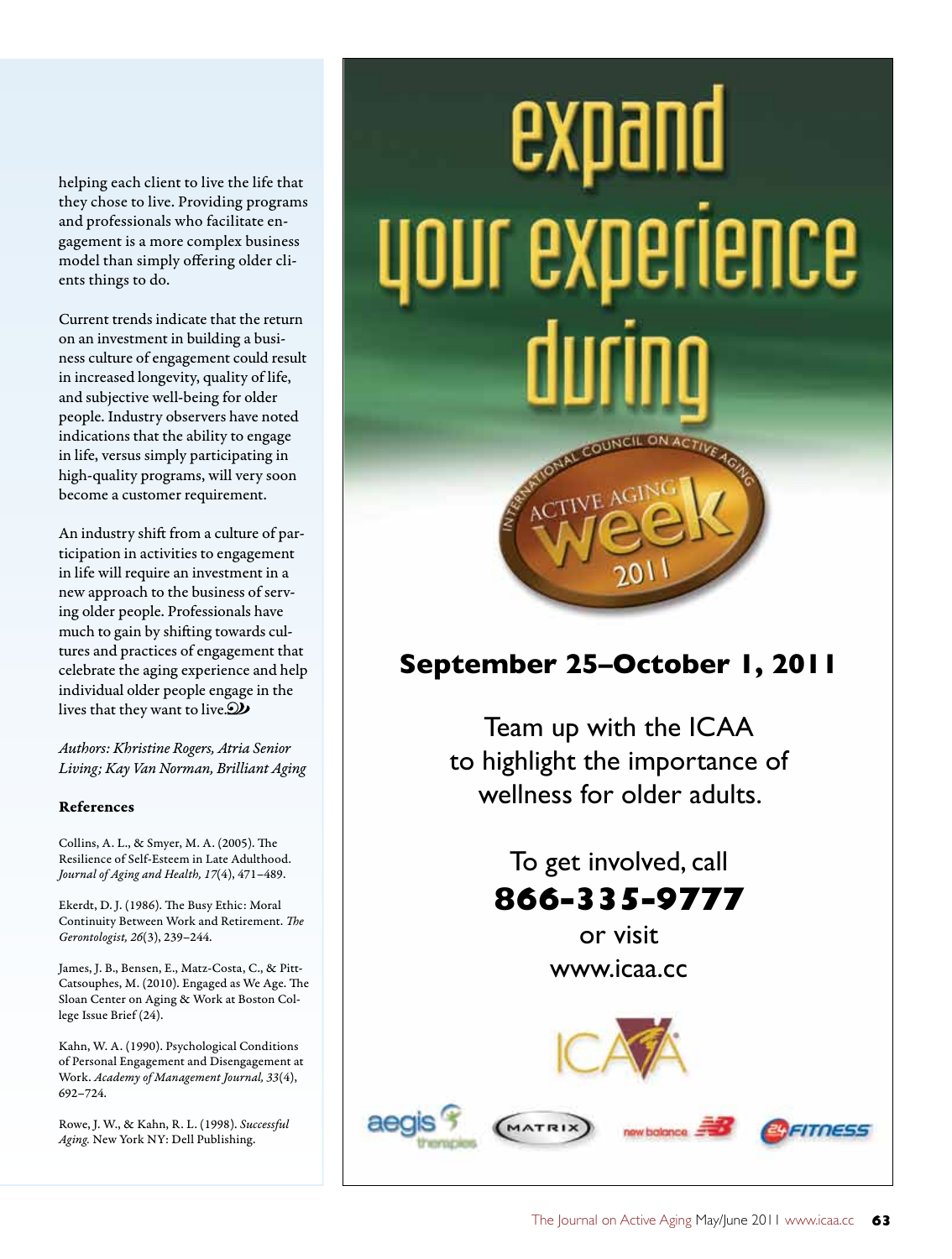helping each client to live the life that they chose to live. Providing programs and professionals who facilitate engagement is a more complex business model than simply offering older clients things to do.

Current trends indicate that the return on an investment in building a business culture of engagement could result in increased longevity, quality of life, and subjective well-being for older people. Industry observers have noted indications that the ability to engage in life, versus simply participating in high-quality programs, will very soon become a customer requirement.

An industry shift from a culture of participation in activities to engagement in life will require an investment in a new approach to the business of serving older people. Professionals have much to gain by shifting towards cultures and practices of engagement that celebrate the aging experience and help individual older people engage in the lives that they want to live.

*Authors: Khristine Rogers, Atria Senior Living; Kay Van Norman, Brilliant Aging*

**References**

Collins, A. L., & Smyer, M. A. (2005). The Resilience of Self-Esteem in Late Adulthood. *Journal of Aging and Health, 17*(4), 471–489.

Ekerdt, D. J. (1986). The Busy Ethic: Moral Continuity Between Work and Retirement. *The Gerontologist, 26*(3), 239–244.

James, J. B., Bensen, E., Matz-Costa, C., & Pitt-Catsouphes, M. (2010). Engaged as We Age. The Sloan Center on Aging & Work at Boston College Issue Brief (24).

Kahn, W. A. (1990). Psychological Conditions of Personal Engagement and Disengagement at Work. *Academy of Management Journal, 33*(4), 692–724.

Rowe, J. W., & Kahn, R. L. (1998). *Successful Aging.* New York NY: Dell Publishing.

expand your experience during

International Council on Active Aging
Active Aging Week 2011

**September 25–October 1, 2011**

Team up with the ICAA to highlight the importance of wellness for older adults.

To get involved, call
**866-335-9777**
or visit
www.icaa.cc

ICAA

aegis therapies | MATRIX | new balance | 24 FITNESS